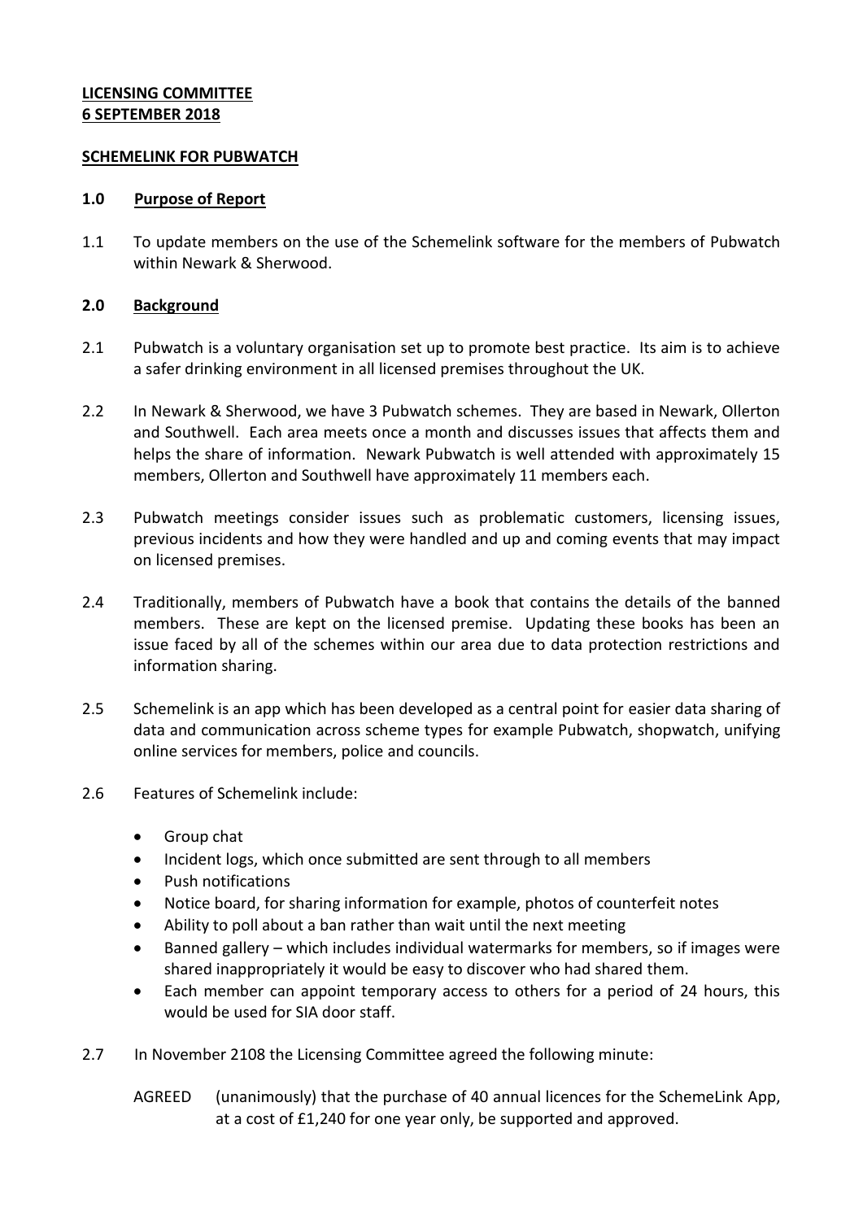**LICENSING COMMITTEE**
**6 SEPTEMBER 2018**

**SCHEMELINK FOR PUBWATCH**

**1.0 Purpose of Report**

1.1 To update members on the use of the Schemelink software for the members of Pubwatch within Newark & Sherwood.

**2.0 Background**

2.1 Pubwatch is a voluntary organisation set up to promote best practice. Its aim is to achieve a safer drinking environment in all licensed premises throughout the UK.

2.2 In Newark & Sherwood, we have 3 Pubwatch schemes. They are based in Newark, Ollerton and Southwell. Each area meets once a month and discusses issues that affects them and helps the share of information. Newark Pubwatch is well attended with approximately 15 members, Ollerton and Southwell have approximately 11 members each.

2.3 Pubwatch meetings consider issues such as problematic customers, licensing issues, previous incidents and how they were handled and up and coming events that may impact on licensed premises.

2.4 Traditionally, members of Pubwatch have a book that contains the details of the banned members. These are kept on the licensed premise. Updating these books has been an issue faced by all of the schemes within our area due to data protection restrictions and information sharing.

2.5 Schemelink is an app which has been developed as a central point for easier data sharing of data and communication across scheme types for example Pubwatch, shopwatch, unifying online services for members, police and councils.

2.6 Features of Schemelink include:

- Group chat
- Incident logs, which once submitted are sent through to all members
- Push notifications
- Notice board, for sharing information for example, photos of counterfeit notes
- Ability to poll about a ban rather than wait until the next meeting
- Banned gallery – which includes individual watermarks for members, so if images were shared inappropriately it would be easy to discover who had shared them.
- Each member can appoint temporary access to others for a period of 24 hours, this would be used for SIA door staff.

2.7 In November 2108 the Licensing Committee agreed the following minute:

AGREED (unanimously) that the purchase of 40 annual licences for the SchemeLink App, at a cost of £1,240 for one year only, be supported and approved.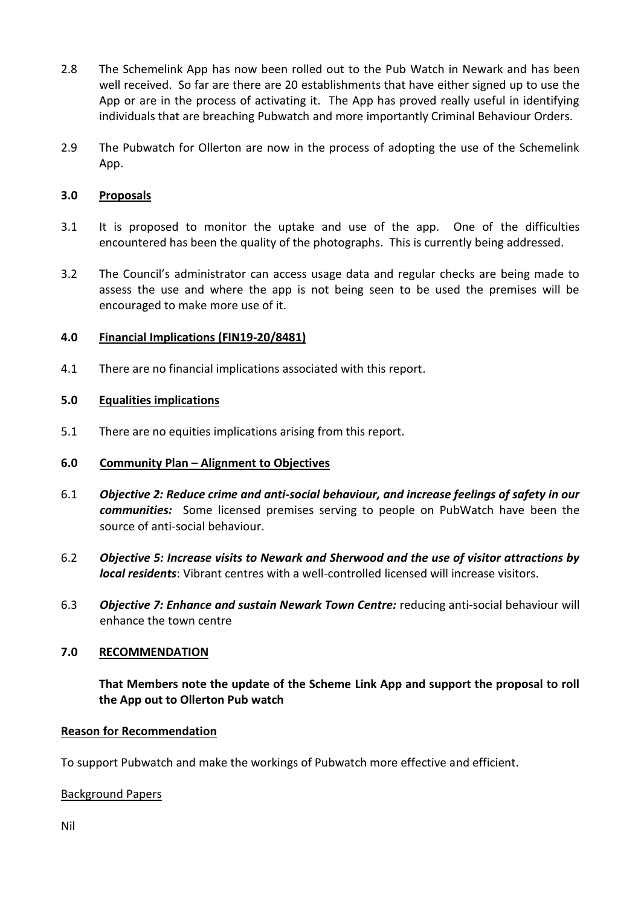2.8 The Schemelink App has now been rolled out to the Pub Watch in Newark and has been well received. So far are there are 20 establishments that have either signed up to use the App or are in the process of activating it. The App has proved really useful in identifying individuals that are breaching Pubwatch and more importantly Criminal Behaviour Orders.

2.9 The Pubwatch for Ollerton are now in the process of adopting the use of the Schemelink App.

## 3.0 Proposals

3.1 It is proposed to monitor the uptake and use of the app. One of the difficulties encountered has been the quality of the photographs. This is currently being addressed.

3.2 The Council's administrator can access usage data and regular checks are being made to assess the use and where the app is not being seen to be used the premises will be encouraged to make more use of it.

## 4.0 Financial Implications (FIN19-20/8481)

4.1 There are no financial implications associated with this report.

## 5.0 Equalities implications

5.1 There are no equities implications arising from this report.

## 6.0 Community Plan – Alignment to Objectives

6.1 ***Objective 2: Reduce crime and anti-social behaviour, and increase feelings of safety in our communities:*** Some licensed premises serving to people on PubWatch have been the source of anti-social behaviour.

6.2 ***Objective 5: Increase visits to Newark and Sherwood and the use of visitor attractions by local residents***: Vibrant centres with a well-controlled licensed will increase visitors.

6.3 ***Objective 7: Enhance and sustain Newark Town Centre:*** reducing anti-social behaviour will enhance the town centre

## 7.0 RECOMMENDATION

**That Members note the update of the Scheme Link App and support the proposal to roll the App out to Ollerton Pub watch**

**Reason for Recommendation**

To support Pubwatch and make the workings of Pubwatch more effective and efficient.

Background Papers

Nil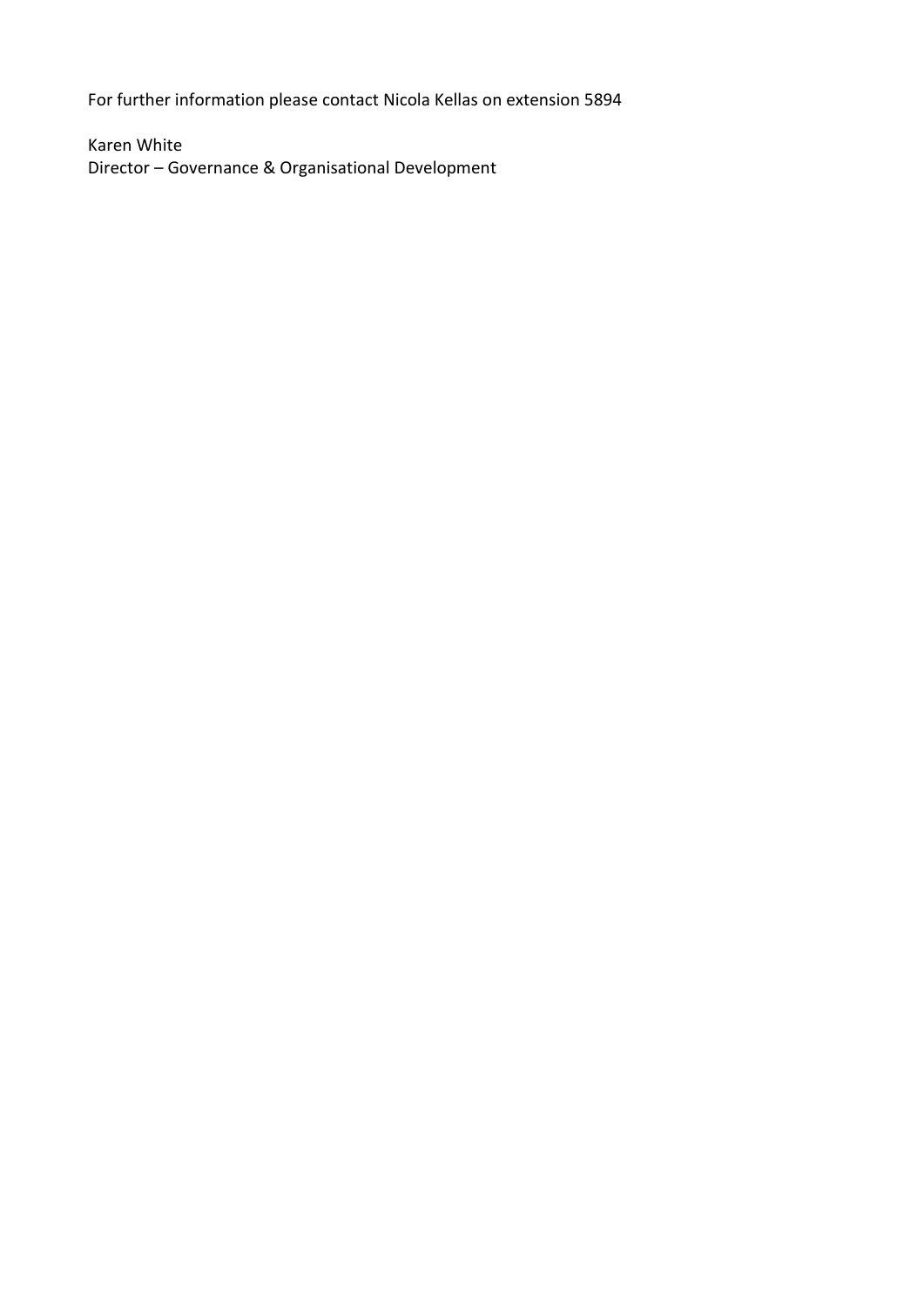For further information please contact Nicola Kellas on extension 5894

Karen White
Director – Governance & Organisational Development